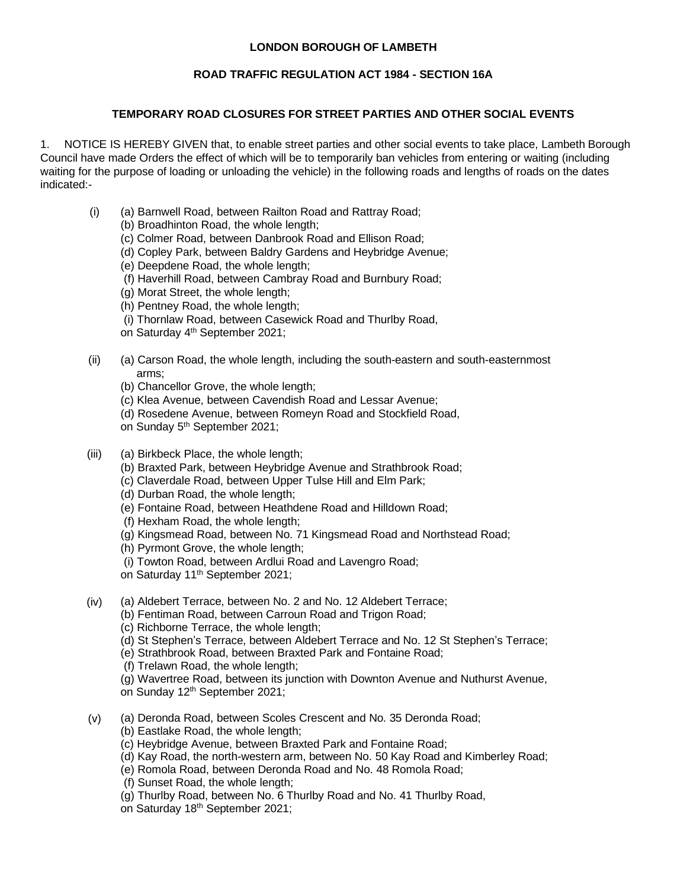**LONDON BOROUGH OF LAMBETH**

**ROAD TRAFFIC REGULATION ACT 1984 - SECTION 16A**

**TEMPORARY ROAD CLOSURES FOR STREET PARTIES AND OTHER SOCIAL EVENTS**

1. NOTICE IS HEREBY GIVEN that, to enable street parties and other social events to take place, Lambeth Borough Council have made Orders the effect of which will be to temporarily ban vehicles from entering or waiting (including waiting for the purpose of loading or unloading the vehicle) in the following roads and lengths of roads on the dates indicated:-

(i) (a) Barnwell Road, between Railton Road and Rattray Road;
(b) Broadhinton Road, the whole length;
(c) Colmer Road, between Danbrook Road and Ellison Road;
(d) Copley Park, between Baldry Gardens and Heybridge Avenue;
(e) Deepdene Road, the whole length;
(f) Haverhill Road, between Cambray Road and Burnbury Road;
(g) Morat Street, the whole length;
(h) Pentney Road, the whole length;
(i) Thornlaw Road, between Casewick Road and Thurlby Road,
on Saturday 4th September 2021;

(ii) (a) Carson Road, the whole length, including the south-eastern and south-easternmost arms;
(b) Chancellor Grove, the whole length;
(c) Klea Avenue, between Cavendish Road and Lessar Avenue;
(d) Rosedene Avenue, between Romeyn Road and Stockfield Road,
on Sunday 5th September 2021;

(iii) (a) Birkbeck Place, the whole length;
(b) Braxted Park, between Heybridge Avenue and Strathbrook Road;
(c) Claverdale Road, between Upper Tulse Hill and Elm Park;
(d) Durban Road, the whole length;
(e) Fontaine Road, between Heathdene Road and Hilldown Road;
(f) Hexham Road, the whole length;
(g) Kingsmead Road, between No. 71 Kingsmead Road and Northstead Road;
(h) Pyrmont Grove, the whole length;
(i) Towton Road, between Ardlui Road and Lavengro Road;
on Saturday 11th September 2021;

(iv) (a) Aldebert Terrace, between No. 2 and No. 12 Aldebert Terrace;
(b) Fentiman Road, between Carroun Road and Trigon Road;
(c) Richborne Terrace, the whole length;
(d) St Stephen's Terrace, between Aldebert Terrace and No. 12 St Stephen's Terrace;
(e) Strathbrook Road, between Braxted Park and Fontaine Road;
(f) Trelawn Road, the whole length;
(g) Wavertree Road, between its junction with Downton Avenue and Nuthurst Avenue,
on Sunday 12th September 2021;

(v) (a) Deronda Road, between Scoles Crescent and No. 35 Deronda Road;
(b) Eastlake Road, the whole length;
(c) Heybridge Avenue, between Braxted Park and Fontaine Road;
(d) Kay Road, the north-western arm, between No. 50 Kay Road and Kimberley Road;
(e) Romola Road, between Deronda Road and No. 48 Romola Road;
(f) Sunset Road, the whole length;
(g) Thurlby Road, between No. 6 Thurlby Road and No. 41 Thurlby Road,
on Saturday 18th September 2021;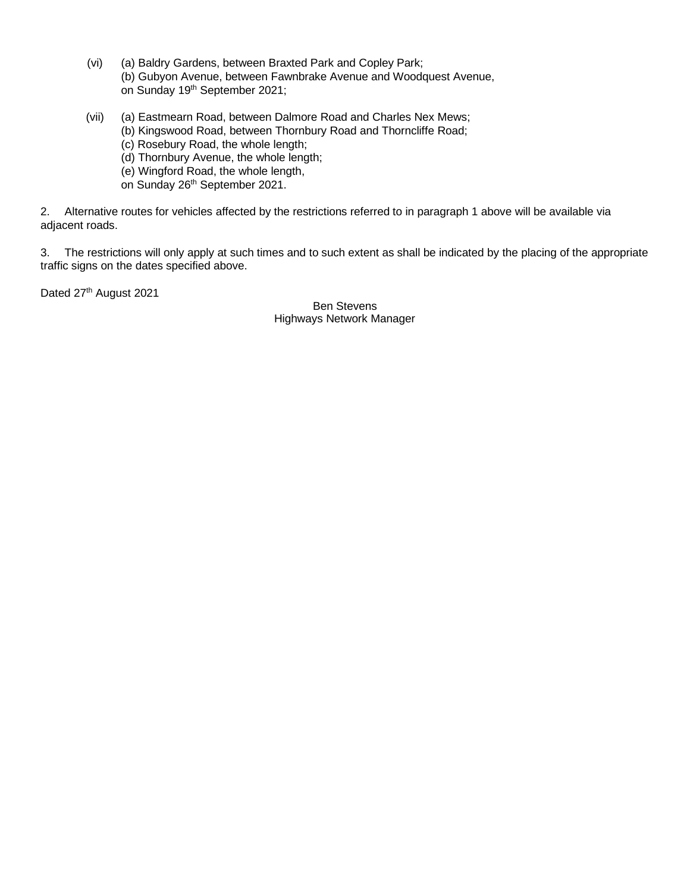(vi) (a) Baldry Gardens, between Braxted Park and Copley Park;
(b) Gubyon Avenue, between Fawnbrake Avenue and Woodquest Avenue,
on Sunday 19th September 2021;

(vii) (a) Eastmearn Road, between Dalmore Road and Charles Nex Mews;
(b) Kingswood Road, between Thornbury Road and Thorncliffe Road;
(c) Rosebury Road, the whole length;
(d) Thornbury Avenue, the whole length;
(e) Wingford Road, the whole length,
on Sunday 26th September 2021.

2. Alternative routes for vehicles affected by the restrictions referred to in paragraph 1 above will be available via adjacent roads.

3. The restrictions will only apply at such times and to such extent as shall be indicated by the placing of the appropriate traffic signs on the dates specified above.

Dated 27th August 2021

Ben Stevens
Highways Network Manager